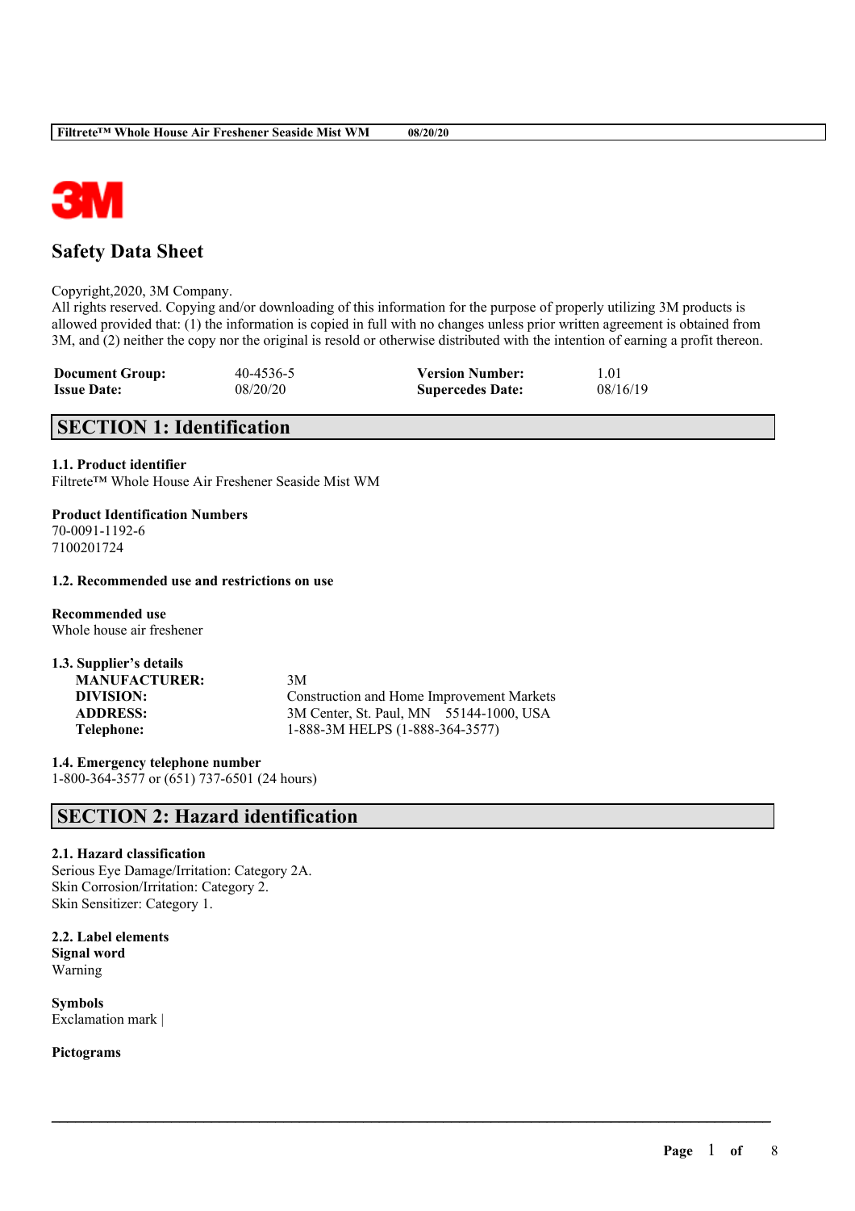# Safety Data Sheet

Copyright,2020, 3M Company.
All rights reserved. Copying and/or downloading of this information for the purpose of properly utilizing 3M products is allowed provided that: (1) the information is copied in full with no changes unless prior written agreement is obtained from 3M, and (2) neither the copy nor the original is resold or otherwise distributed with the intention of earning a profit thereon.

| | | | |
|---|---|---|---|
| **Document Group:** | 40-4536-5 | **Version Number:** | 1.01 |
| **Issue Date:** | 08/20/20 | **Supercedes Date:** | 08/16/19 |

## SECTION 1: Identification

### 1.1. Product identifier

Filtrete™ Whole House Air Freshener Seaside Mist WM

**Product Identification Numbers**

70-0091-1192-6
7100201724

### 1.2. Recommended use and restrictions on use

**Recommended use**

Whole house air freshener

### 1.3. Supplier's details

| | |
|---|---|
| **MANUFACTURER:** | 3M |
| **DIVISION:** | Construction and Home Improvement Markets |
| **ADDRESS:** | 3M Center, St. Paul, MN 55144-1000, USA |
| **Telephone:** | 1-888-3M HELPS (1-888-364-3577) |

### 1.4. Emergency telephone number

1-800-364-3577 or (651) 737-6501 (24 hours)

## SECTION 2: Hazard identification

### 2.1. Hazard classification

Serious Eye Damage/Irritation: Category 2A.
Skin Corrosion/Irritation: Category 2.
Skin Sensitizer: Category 1.

### 2.2. Label elements

**Signal word**

Warning

**Symbols**

Exclamation mark |

**Pictograms**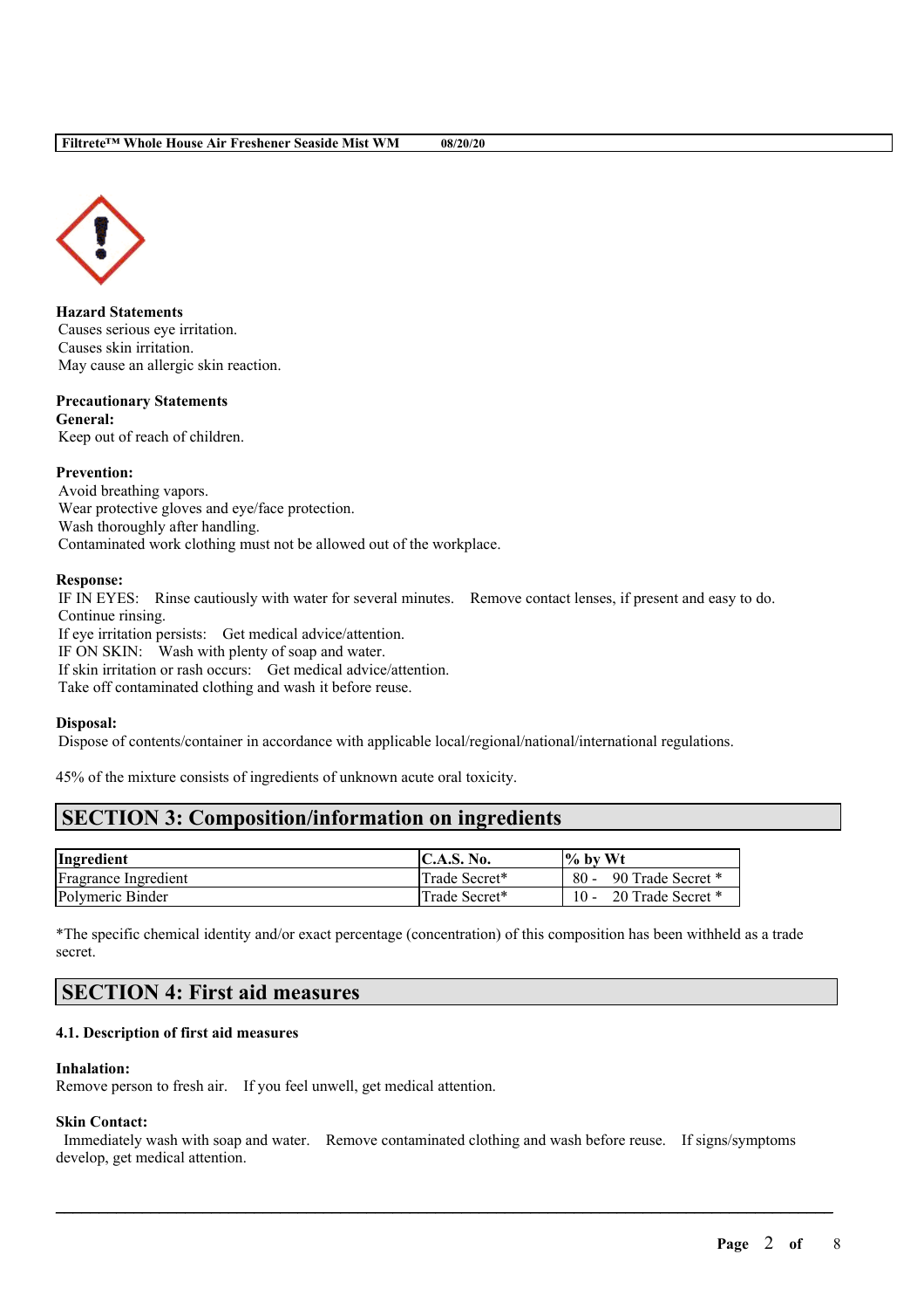**Hazard Statements**
Causes serious eye irritation.
Causes skin irritation.
May cause an allergic skin reaction.

**Precautionary Statements**
**General:**
Keep out of reach of children.

**Prevention:**
Avoid breathing vapors.
Wear protective gloves and eye/face protection.
Wash thoroughly after handling.
Contaminated work clothing must not be allowed out of the workplace.

**Response:**
IF IN EYES: Rinse cautiously with water for several minutes. Remove contact lenses, if present and easy to do. Continue rinsing.
If eye irritation persists: Get medical advice/attention.
IF ON SKIN: Wash with plenty of soap and water.
If skin irritation or rash occurs: Get medical advice/attention.
Take off contaminated clothing and wash it before reuse.

**Disposal:**
Dispose of contents/container in accordance with applicable local/regional/national/international regulations.

45% of the mixture consists of ingredients of unknown acute oral toxicity.

## SECTION 3: Composition/information on ingredients

| Ingredient | C.A.S. No. | % by Wt |
|---|---|---|
| Fragrance Ingredient | Trade Secret* | 80 - 90 Trade Secret * |
| Polymeric Binder | Trade Secret* | 10 - 20 Trade Secret * |

*The specific chemical identity and/or exact percentage (concentration) of this composition has been withheld as a trade secret.

## SECTION 4: First aid measures

### 4.1. Description of first aid measures

**Inhalation:**
Remove person to fresh air. If you feel unwell, get medical attention.

**Skin Contact:**
Immediately wash with soap and water. Remove contaminated clothing and wash before reuse. If signs/symptoms develop, get medical attention.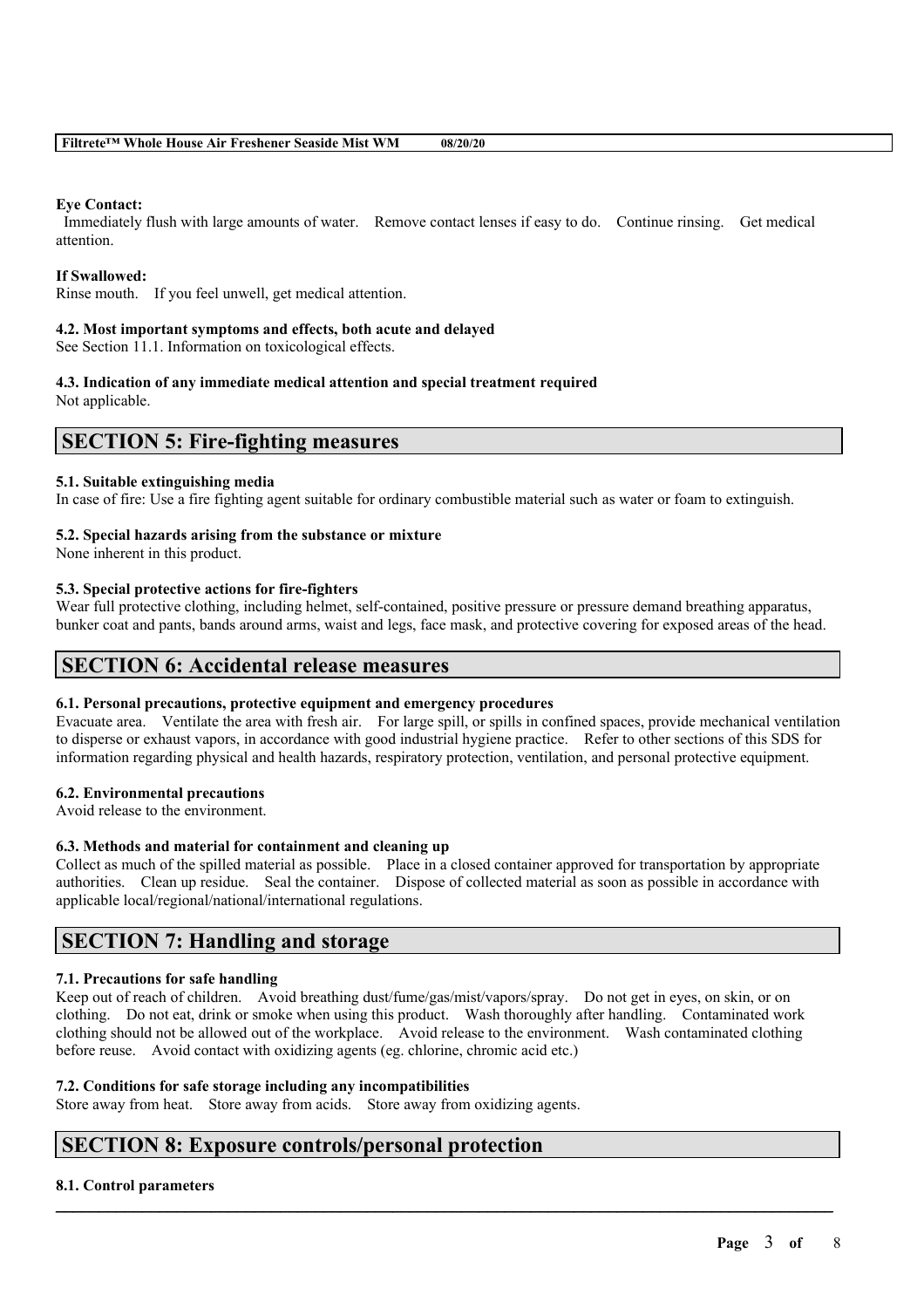**Eye Contact:**
Immediately flush with large amounts of water. Remove contact lenses if easy to do. Continue rinsing. Get medical attention.

**If Swallowed:**
Rinse mouth. If you feel unwell, get medical attention.

**4.2. Most important symptoms and effects, both acute and delayed**
See Section 11.1. Information on toxicological effects.

**4.3. Indication of any immediate medical attention and special treatment required**
Not applicable.

## SECTION 5: Fire-fighting measures

**5.1. Suitable extinguishing media**
In case of fire: Use a fire fighting agent suitable for ordinary combustible material such as water or foam to extinguish.

**5.2. Special hazards arising from the substance or mixture**
None inherent in this product.

**5.3. Special protective actions for fire-fighters**
Wear full protective clothing, including helmet, self-contained, positive pressure or pressure demand breathing apparatus, bunker coat and pants, bands around arms, waist and legs, face mask, and protective covering for exposed areas of the head.

## SECTION 6: Accidental release measures

**6.1. Personal precautions, protective equipment and emergency procedures**
Evacuate area. Ventilate the area with fresh air. For large spill, or spills in confined spaces, provide mechanical ventilation to disperse or exhaust vapors, in accordance with good industrial hygiene practice. Refer to other sections of this SDS for information regarding physical and health hazards, respiratory protection, ventilation, and personal protective equipment.

**6.2. Environmental precautions**
Avoid release to the environment.

**6.3. Methods and material for containment and cleaning up**
Collect as much of the spilled material as possible. Place in a closed container approved for transportation by appropriate authorities. Clean up residue. Seal the container. Dispose of collected material as soon as possible in accordance with applicable local/regional/national/international regulations.

## SECTION 7: Handling and storage

**7.1. Precautions for safe handling**
Keep out of reach of children. Avoid breathing dust/fume/gas/mist/vapors/spray. Do not get in eyes, on skin, or on clothing. Do not eat, drink or smoke when using this product. Wash thoroughly after handling. Contaminated work clothing should not be allowed out of the workplace. Avoid release to the environment. Wash contaminated clothing before reuse. Avoid contact with oxidizing agents (eg. chlorine, chromic acid etc.)

**7.2. Conditions for safe storage including any incompatibilities**
Store away from heat. Store away from acids. Store away from oxidizing agents.

## SECTION 8: Exposure controls/personal protection

**8.1. Control parameters**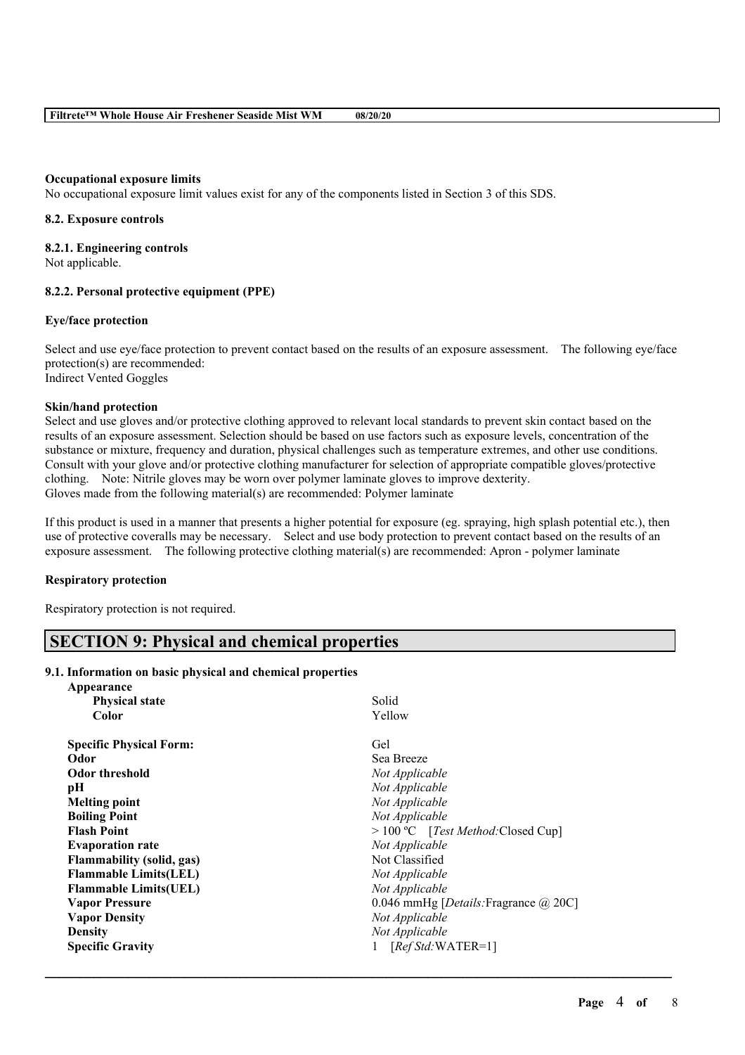**Occupational exposure limits**

No occupational exposure limit values exist for any of the components listed in Section 3 of this SDS.

**8.2. Exposure controls**

**8.2.1. Engineering controls**

Not applicable.

**8.2.2. Personal protective equipment (PPE)**

**Eye/face protection**

Select and use eye/face protection to prevent contact based on the results of an exposure assessment. The following eye/face protection(s) are recommended:
Indirect Vented Goggles

**Skin/hand protection**

Select and use gloves and/or protective clothing approved to relevant local standards to prevent skin contact based on the results of an exposure assessment. Selection should be based on use factors such as exposure levels, concentration of the substance or mixture, frequency and duration, physical challenges such as temperature extremes, and other use conditions. Consult with your glove and/or protective clothing manufacturer for selection of appropriate compatible gloves/protective clothing. Note: Nitrile gloves may be worn over polymer laminate gloves to improve dexterity.
Gloves made from the following material(s) are recommended: Polymer laminate

If this product is used in a manner that presents a higher potential for exposure (eg. spraying, high splash potential etc.), then use of protective coveralls may be necessary. Select and use body protection to prevent contact based on the results of an exposure assessment. The following protective clothing material(s) are recommended: Apron - polymer laminate

**Respiratory protection**

Respiratory protection is not required.

## SECTION 9: Physical and chemical properties

**9.1. Information on basic physical and chemical properties**

| | |
|---|---|
| **Appearance** | |
| **Physical state** | Solid |
| **Color** | Yellow |
| **Specific Physical Form:** | Gel |
| **Odor** | Sea Breeze |
| **Odor threshold** | *Not Applicable* |
| **pH** | *Not Applicable* |
| **Melting point** | *Not Applicable* |
| **Boiling Point** | *Not Applicable* |
| **Flash Point** | > 100 ºC [*Test Method:*Closed Cup] |
| **Evaporation rate** | *Not Applicable* |
| **Flammability (solid, gas)** | Not Classified |
| **Flammable Limits(LEL)** | *Not Applicable* |
| **Flammable Limits(UEL)** | *Not Applicable* |
| **Vapor Pressure** | 0.046 mmHg [*Details:*Fragrance @ 20C] |
| **Vapor Density** | *Not Applicable* |
| **Density** | *Not Applicable* |
| **Specific Gravity** | 1 [*Ref Std:*WATER=1] |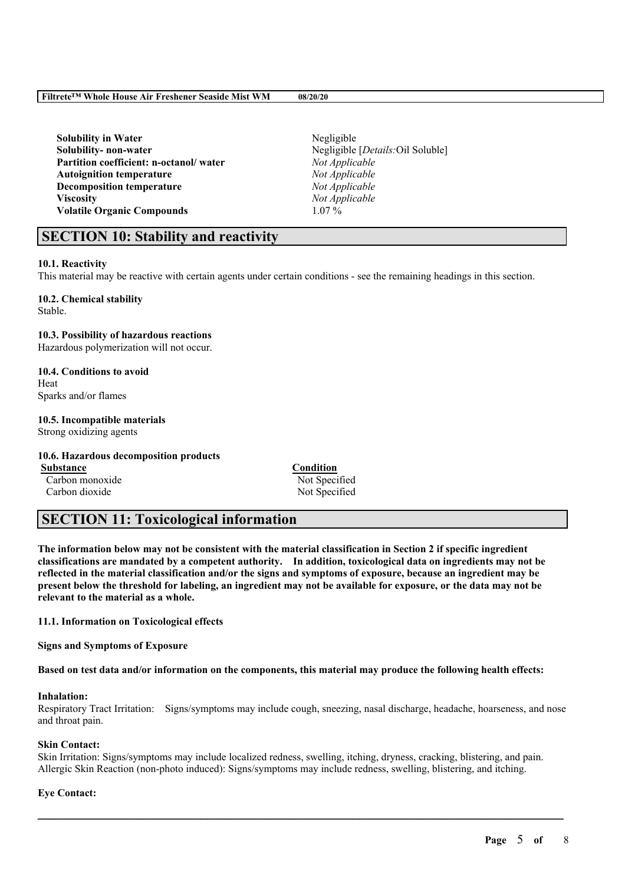| | |
|---|---|
| **Solubility in Water** | Negligible |
| **Solubility- non-water** | Negligible [*Details:*Oil Soluble] |
| **Partition coefficient: n-octanol/ water** | *Not Applicable* |
| **Autoignition temperature** | *Not Applicable* |
| **Decomposition temperature** | *Not Applicable* |
| **Viscosity** | *Not Applicable* |
| **Volatile Organic Compounds** | 1.07 % |

## SECTION 10: Stability and reactivity

**10.1. Reactivity**
This material may be reactive with certain agents under certain conditions - see the remaining headings in this section.

**10.2. Chemical stability**
Stable.

**10.3. Possibility of hazardous reactions**
Hazardous polymerization will not occur.

**10.4. Conditions to avoid**
Heat
Sparks and/or flames

**10.5. Incompatible materials**
Strong oxidizing agents

**10.6. Hazardous decomposition products**

| Substance | Condition |
|---|---|
| Carbon monoxide | Not Specified |
| Carbon dioxide | Not Specified |

## SECTION 11: Toxicological information

**The information below may not be consistent with the material classification in Section 2 if specific ingredient classifications are mandated by a competent authority. In addition, toxicological data on ingredients may not be reflected in the material classification and/or the signs and symptoms of exposure, because an ingredient may be present below the threshold for labeling, an ingredient may not be available for exposure, or the data may not be relevant to the material as a whole.**

**11.1. Information on Toxicological effects**

**Signs and Symptoms of Exposure**

**Based on test data and/or information on the components, this material may produce the following health effects:**

**Inhalation:**
Respiratory Tract Irritation: Signs/symptoms may include cough, sneezing, nasal discharge, headache, hoarseness, and nose and throat pain.

**Skin Contact:**
Skin Irritation: Signs/symptoms may include localized redness, swelling, itching, dryness, cracking, blistering, and pain.
Allergic Skin Reaction (non-photo induced): Signs/symptoms may include redness, swelling, blistering, and itching.

**Eye Contact:**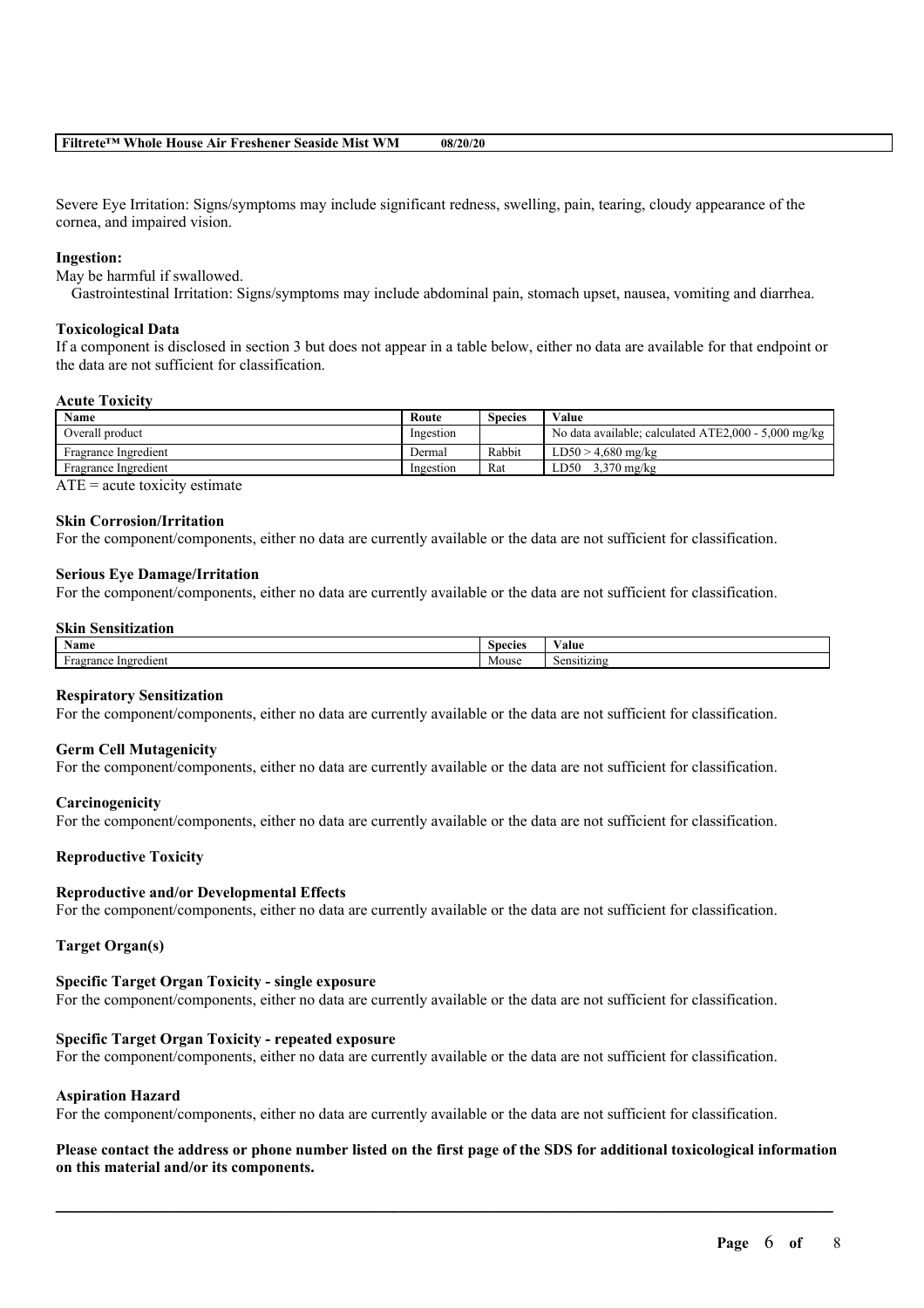Severe Eye Irritation: Signs/symptoms may include significant redness, swelling, pain, tearing, cloudy appearance of the cornea, and impaired vision.

**Ingestion:**

May be harmful if swallowed.

Gastrointestinal Irritation: Signs/symptoms may include abdominal pain, stomach upset, nausea, vomiting and diarrhea.

**Toxicological Data**

If a component is disclosed in section 3 but does not appear in a table below, either no data are available for that endpoint or the data are not sufficient for classification.

**Acute Toxicity**

| Name | Route | Species | Value |
|---|---|---|---|
| Overall product | Ingestion | | No data available; calculated ATE2,000 - 5,000 mg/kg |
| Fragrance Ingredient | Dermal | Rabbit | LD50 > 4,680 mg/kg |
| Fragrance Ingredient | Ingestion | Rat | LD50 3,370 mg/kg |

ATE = acute toxicity estimate

**Skin Corrosion/Irritation**

For the component/components, either no data are currently available or the data are not sufficient for classification.

**Serious Eye Damage/Irritation**

For the component/components, either no data are currently available or the data are not sufficient for classification.

**Skin Sensitization**

| Name | Species | Value |
|---|---|---|
| Fragrance Ingredient | Mouse | Sensitizing |

**Respiratory Sensitization**

For the component/components, either no data are currently available or the data are not sufficient for classification.

**Germ Cell Mutagenicity**

For the component/components, either no data are currently available or the data are not sufficient for classification.

**Carcinogenicity**

For the component/components, either no data are currently available or the data are not sufficient for classification.

**Reproductive Toxicity**

**Reproductive and/or Developmental Effects**

For the component/components, either no data are currently available or the data are not sufficient for classification.

**Target Organ(s)**

**Specific Target Organ Toxicity - single exposure**

For the component/components, either no data are currently available or the data are not sufficient for classification.

**Specific Target Organ Toxicity - repeated exposure**

For the component/components, either no data are currently available or the data are not sufficient for classification.

**Aspiration Hazard**

For the component/components, either no data are currently available or the data are not sufficient for classification.

**Please contact the address or phone number listed on the first page of the SDS for additional toxicological information on this material and/or its components.**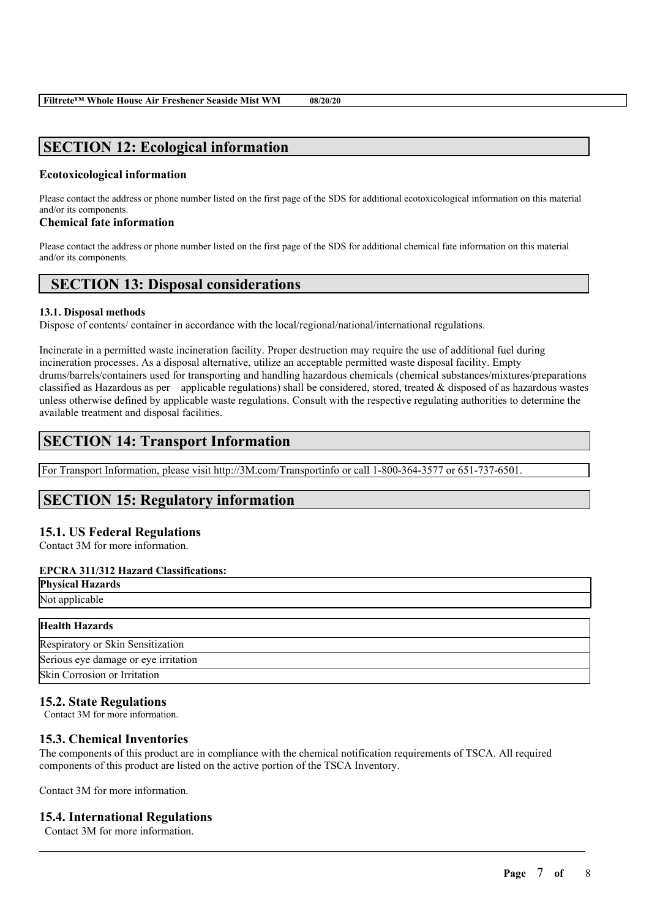## SECTION 12: Ecological information

### Ecotoxicological information

Please contact the address or phone number listed on the first page of the SDS for additional ecotoxicological information on this material and/or its components.

### Chemical fate information

Please contact the address or phone number listed on the first page of the SDS for additional chemical fate information on this material and/or its components.

## SECTION 13: Disposal considerations

**13.1. Disposal methods**

Dispose of contents/ container in accordance with the local/regional/national/international regulations.

Incinerate in a permitted waste incineration facility. Proper destruction may require the use of additional fuel during incineration processes. As a disposal alternative, utilize an acceptable permitted waste disposal facility. Empty drums/barrels/containers used for transporting and handling hazardous chemicals (chemical substances/mixtures/preparations classified as Hazardous as per applicable regulations) shall be considered, stored, treated & disposed of as hazardous wastes unless otherwise defined by applicable waste regulations. Consult with the respective regulating authorities to determine the available treatment and disposal facilities.

## SECTION 14: Transport Information

For Transport Information, please visit http://3M.com/Transportinfo or call 1-800-364-3577 or 651-737-6501.

## SECTION 15: Regulatory information

### 15.1. US Federal Regulations

Contact 3M for more information.

**EPCRA 311/312 Hazard Classifications:**

| Physical Hazards |
|---|
| Not applicable |

| Health Hazards |
|---|
| Respiratory or Skin Sensitization |
| Serious eye damage or eye irritation |
| Skin Corrosion or Irritation |

### 15.2. State Regulations

Contact 3M for more information.

### 15.3. Chemical Inventories

The components of this product are in compliance with the chemical notification requirements of TSCA. All required components of this product are listed on the active portion of the TSCA Inventory.

Contact 3M for more information.

### 15.4. International Regulations

Contact 3M for more information.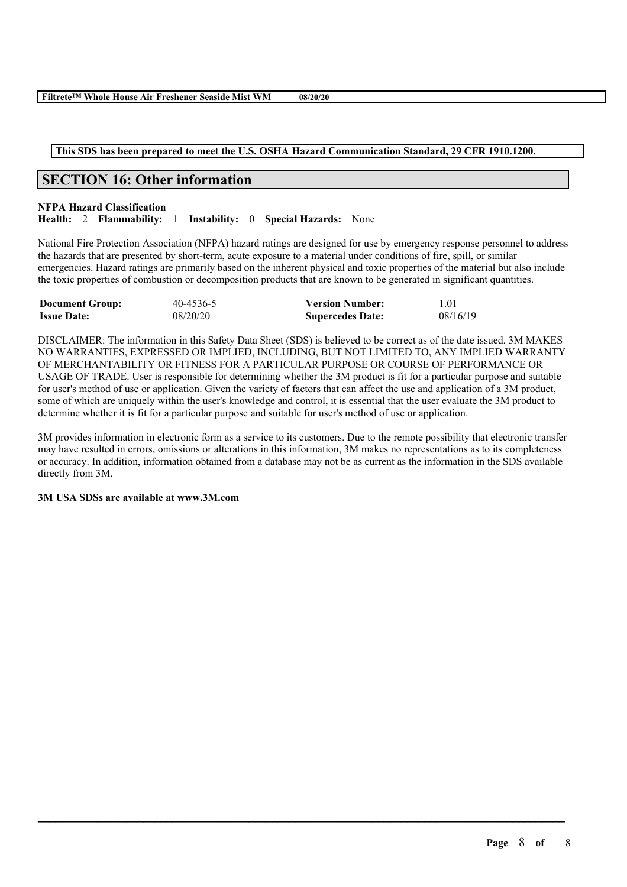**This SDS has been prepared to meet the U.S. OSHA Hazard Communication Standard, 29 CFR 1910.1200.**

## SECTION 16: Other information

**NFPA Hazard Classification**
**Health:** 2 **Flammability:** 1 **Instability:** 0 **Special Hazards:** None

National Fire Protection Association (NFPA) hazard ratings are designed for use by emergency response personnel to address the hazards that are presented by short-term, acute exposure to a material under conditions of fire, spill, or similar emergencies. Hazard ratings are primarily based on the inherent physical and toxic properties of the material but also include the toxic properties of combustion or decomposition products that are known to be generated in significant quantities.

| | | | |
|---|---|---|---|
| **Document Group:** | 40-4536-5 | **Version Number:** | 1.01 |
| **Issue Date:** | 08/20/20 | **Supercedes Date:** | 08/16/19 |

DISCLAIMER: The information in this Safety Data Sheet (SDS) is believed to be correct as of the date issued. 3M MAKES NO WARRANTIES, EXPRESSED OR IMPLIED, INCLUDING, BUT NOT LIMITED TO, ANY IMPLIED WARRANTY OF MERCHANTABILITY OR FITNESS FOR A PARTICULAR PURPOSE OR COURSE OF PERFORMANCE OR USAGE OF TRADE. User is responsible for determining whether the 3M product is fit for a particular purpose and suitable for user's method of use or application. Given the variety of factors that can affect the use and application of a 3M product, some of which are uniquely within the user's knowledge and control, it is essential that the user evaluate the 3M product to determine whether it is fit for a particular purpose and suitable for user's method of use or application.

3M provides information in electronic form as a service to its customers. Due to the remote possibility that electronic transfer may have resulted in errors, omissions or alterations in this information, 3M makes no representations as to its completeness or accuracy. In addition, information obtained from a database may not be as current as the information in the SDS available directly from 3M.

**3M USA SDSs are available at www.3M.com**